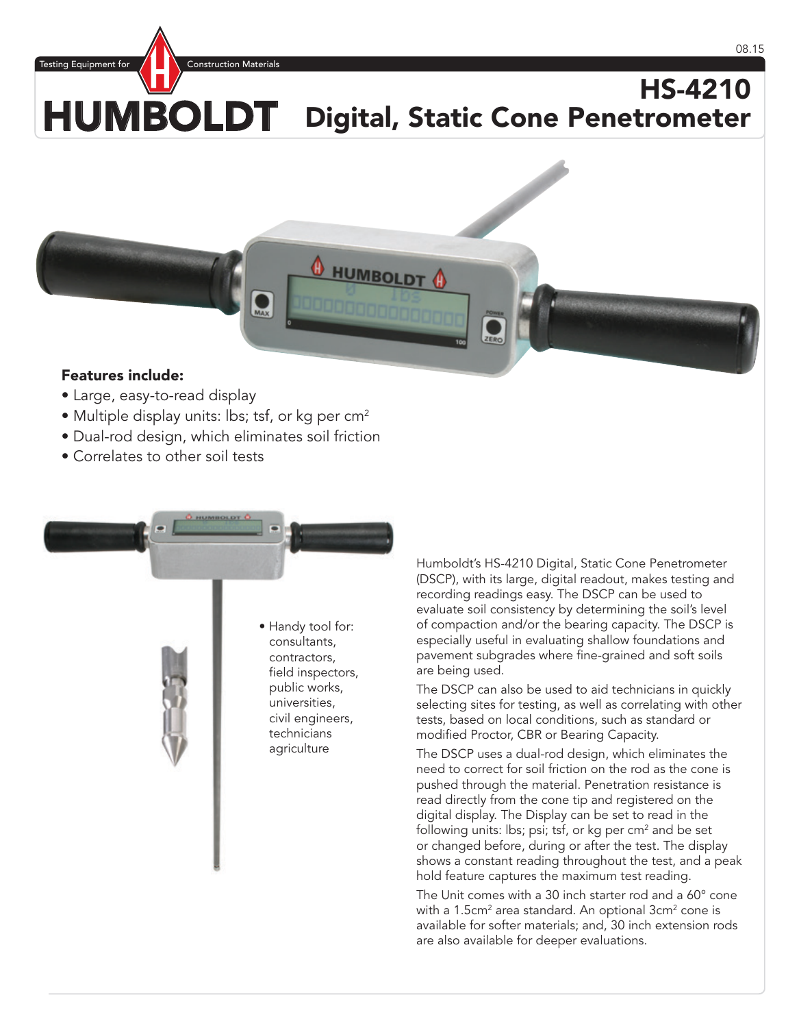Testing Equipment for Construction Materials

# HUMBOLDT

# HS-4210 Digital, Static Cone Penetrometer

**Features include:**

- Large, easy-to-read display
- Multiple display units: lbs; tsf, or kg per cm$^2$
- Dual-rod design, which eliminates soil friction
- Correlates to other soil tests

- Handy tool for: consultants, contractors, field inspectors, public works, universities, civil engineers, technicians agriculture

Humboldt's HS-4210 Digital, Static Cone Penetrometer (DSCP), with its large, digital readout, makes testing and recording readings easy. The DSCP can be used to evaluate soil consistency by determining the soil's level of compaction and/or the bearing capacity. The DSCP is especially useful in evaluating shallow foundations and pavement subgrades where fine-grained and soft soils are being used.

The DSCP can also be used to aid technicians in quickly selecting sites for testing, as well as correlating with other tests, based on local conditions, such as standard or modified Proctor, CBR or Bearing Capacity.

The DSCP uses a dual-rod design, which eliminates the need to correct for soil friction on the rod as the cone is pushed through the material. Penetration resistance is read directly from the cone tip and registered on the digital display. The Display can be set to read in the following units: lbs; psi; tsf, or kg per cm$^2$ and be set or changed before, during or after the test. The display shows a constant reading throughout the test, and a peak hold feature captures the maximum test reading.

The Unit comes with a 30 inch starter rod and a 60° cone with a 1.5cm$^2$ area standard. An optional 3cm$^2$ cone is available for softer materials; and, 30 inch extension rods are also available for deeper evaluations.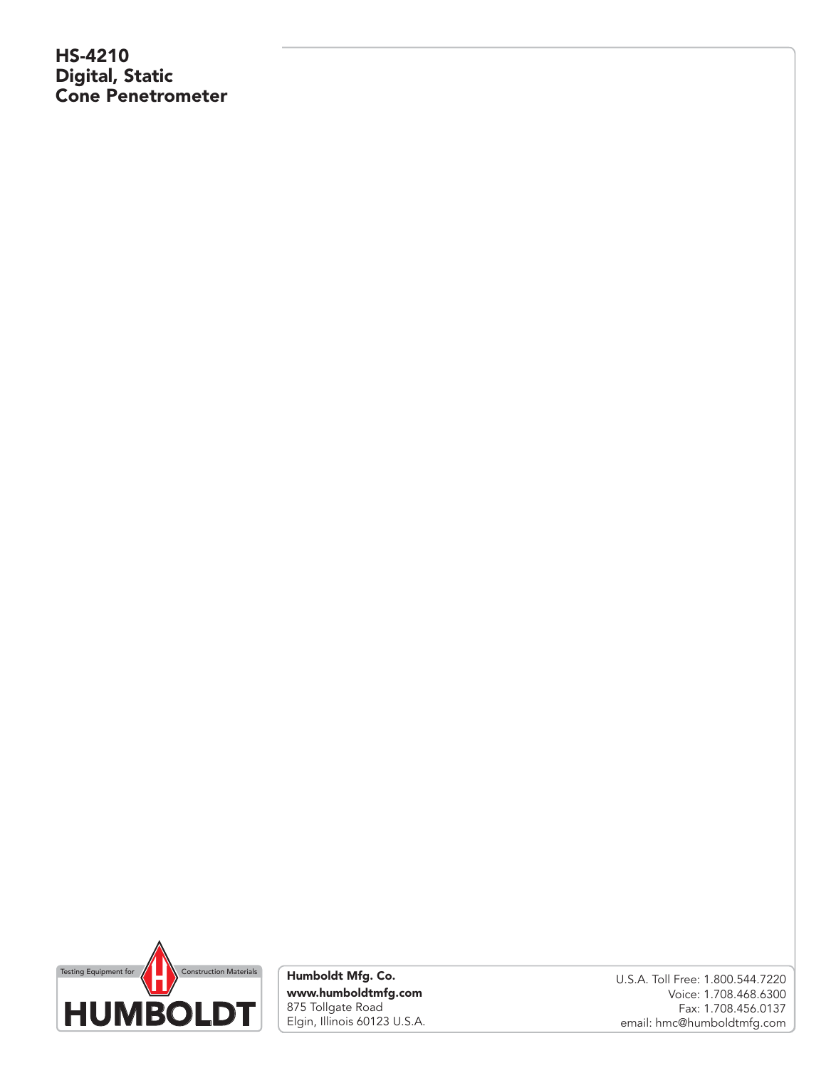# HS-4210 Digital, Static Cone Penetrometer

Testing Equipment for Construction Materials

HUMBOLDT

**Humboldt Mfg. Co.**
**www.humboldtmfg.com**
875 Tollgate Road
Elgin, Illinois 60123 U.S.A.

U.S.A. Toll Free: 1.800.544.7220
Voice: 1.708.468.6300
Fax: 1.708.456.0137
email: hmc@humboldtmfg.com